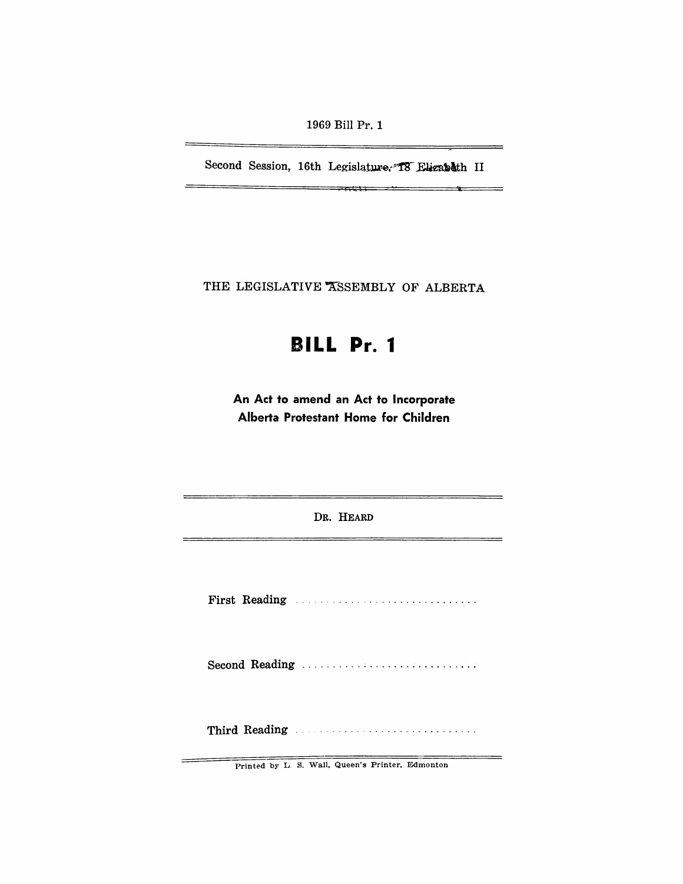1969 Bill Pr. 1

---

Second Session, 16th Legislature, 18 Elizabeth II

---

THE LEGISLATIVE ASSEMBLY OF ALBERTA

# BILL Pr. 1

## An Act to amend an Act to Incorporate Alberta Protestant Home for Children

---

DR. HEARD

---

First Reading .............................

Second Reading .............................

Third Reading .............................

---

Printed by L. S. Wall, Queen's Printer, Edmonton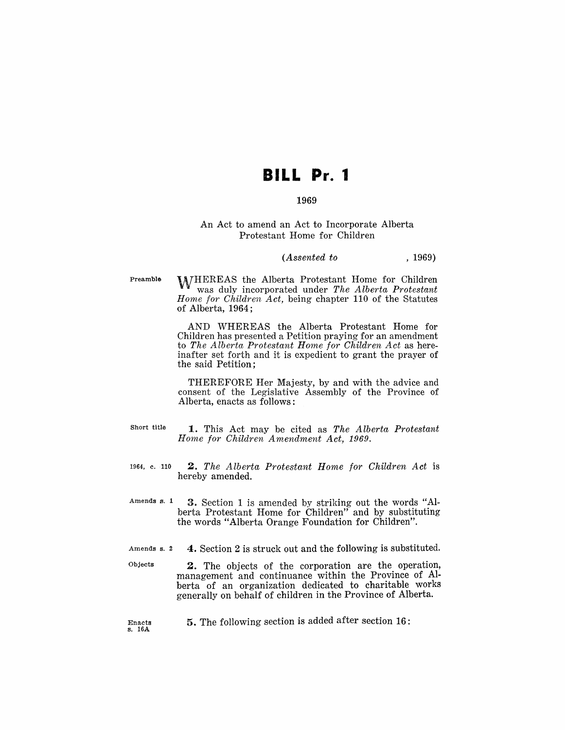# BILL Pr. 1

1969

An Act to amend an Act to Incorporate Alberta Protestant Home for Children

*(Assented to , 1969)*

Preamble

WHEREAS the Alberta Protestant Home for Children was duly incorporated under *The Alberta Protestant Home for Children Act*, being chapter 110 of the Statutes of Alberta, 1964;

AND WHEREAS the Alberta Protestant Home for Children has presented a Petition praying for an amendment to *The Alberta Protestant Home for Children Act* as hereinafter set forth and it is expedient to grant the prayer of the said Petition;

THEREFORE Her Majesty, by and with the advice and consent of the Legislative Assembly of the Province of Alberta, enacts as follows:

Short title

**1.** This Act may be cited as *The Alberta Protestant Home for Children Amendment Act, 1969.*

1964, c. 110

**2.** *The Alberta Protestant Home for Children Act* is hereby amended.

Amends s. 1

**3.** Section 1 is amended by striking out the words "Alberta Protestant Home for Children" and by substituting the words "Alberta Orange Foundation for Children".

Amends s. 2

**4.** Section 2 is struck out and the following is substituted.

Objects

**2.** The objects of the corporation are the operation, management and continuance within the Province of Alberta of an organization dedicated to charitable works generally on behalf of children in the Province of Alberta.

Enacts s. 16A

**5.** The following section is added after section 16: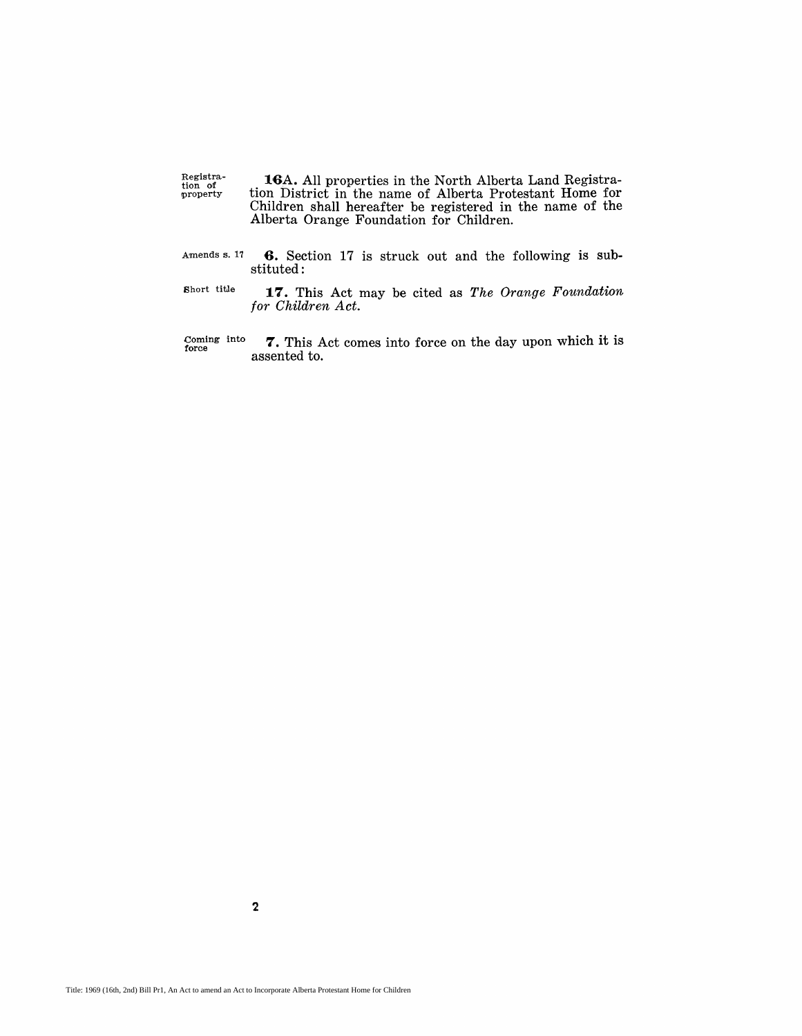Registration of property

**16A.** All properties in the North Alberta Land Registration District in the name of Alberta Protestant Home for Children shall hereafter be registered in the name of the Alberta Orange Foundation for Children.

Amends s. 17

**6.** Section 17 is struck out and the following is substituted:

Short title

**17.** This Act may be cited as *The Orange Foundation for Children Act*.

Coming into force

**7.** This Act comes into force on the day upon which it is assented to.